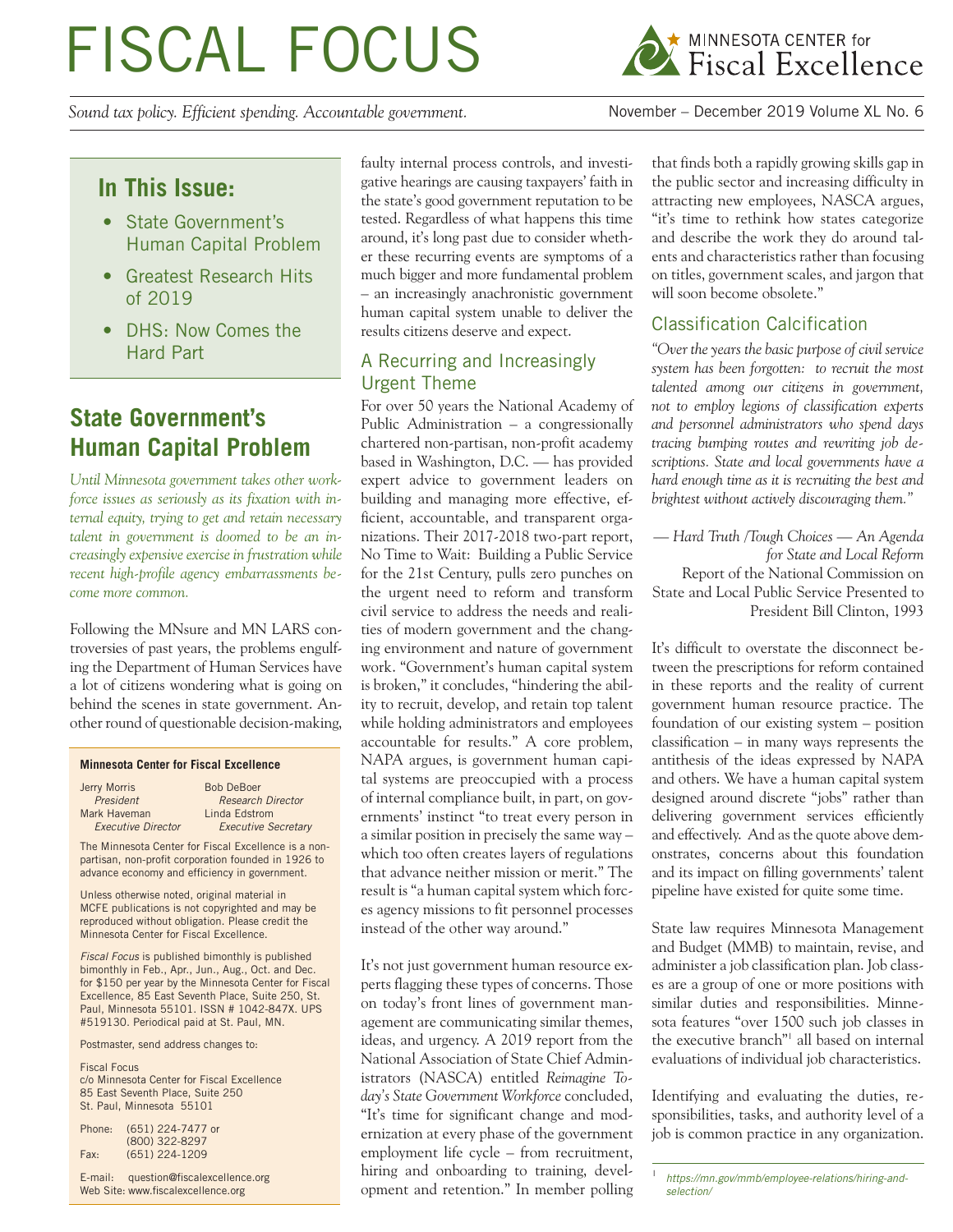# FISCAL FOCUS

MINNESOTA CENTER for Fiscal Excellence

*Sound tax policy. Efficient spending. Accountable government.*

November – December 2019 Volume XL No. 6

## In This Issue:

- State Government's Human Capital Problem
- Greatest Research Hits of 2019
- DHS: Now Comes the Hard Part

## State Government's Human Capital Problem

*Until Minnesota government takes other workforce issues as seriously as its fixation with internal equity, trying to get and retain necessary talent in government is doomed to be an increasingly expensive exercise in frustration while recent high-profile agency embarrassments become more common.*

Following the MNsure and MN LARS controversies of past years, the problems engulfing the Department of Human Services have a lot of citizens wondering what is going on behind the scenes in state government. Another round of questionable decision-making, faulty internal process controls, and investigative hearings are causing taxpayers' faith in the state's good government reputation to be tested. Regardless of what happens this time around, it's long past due to consider whether these recurring events are symptoms of a much bigger and more fundamental problem – an increasingly anachronistic government human capital system unable to deliver the results citizens deserve and expect.

### A Recurring and Increasingly Urgent Theme

For over 50 years the National Academy of Public Administration – a congressionally chartered non-partisan, non-profit academy based in Washington, D.C. — has provided expert advice to government leaders on building and managing more effective, efficient, accountable, and transparent organizations. Their 2017-2018 two-part report, No Time to Wait: Building a Public Service for the 21st Century, pulls zero punches on the urgent need to reform and transform civil service to address the needs and realities of modern government and the changing environment and nature of government work. "Government's human capital system is broken," it concludes, "hindering the ability to recruit, develop, and retain top talent while holding administrators and employees accountable for results." A core problem, NAPA argues, is government human capital systems are preoccupied with a process of internal compliance built, in part, on governments' instinct "to treat every person in a similar position in precisely the same way – which too often creates layers of regulations that advance neither mission or merit." The result is "a human capital system which forces agency missions to fit personnel processes instead of the other way around."

It's not just government human resource experts flagging these types of concerns. Those on today's front lines of government management are communicating similar themes, ideas, and urgency. A 2019 report from the National Association of State Chief Administrators (NASCA) entitled *Reimagine Today's State Government Workforce* concluded, "It's time for significant change and modernization at every phase of the government employment life cycle – from recruitment, hiring and onboarding to training, development and retention." In member polling that finds both a rapidly growing skills gap in the public sector and increasing difficulty in attracting new employees, NASCA argues, "it's time to rethink how states categorize and describe the work they do around talents and characteristics rather than focusing on titles, government scales, and jargon that will soon become obsolete."

### Classification Calcification

*"Over the years the basic purpose of civil service system has been forgotten: to recruit the most talented among our citizens in government, not to employ legions of classification experts and personnel administrators who spend days tracing bumping routes and rewriting job descriptions. State and local governments have a hard enough time as it is recruiting the best and brightest without actively discouraging them."*

— *Hard Truth /Tough Choices — An Agenda for State and Local Reform*
Report of the National Commission on State and Local Public Service Presented to President Bill Clinton, 1993

It's difficult to overstate the disconnect between the prescriptions for reform contained in these reports and the reality of current government human resource practice. The foundation of our existing system – position classification – in many ways represents the antithesis of the ideas expressed by NAPA and others. We have a human capital system designed around discrete "jobs" rather than delivering government services efficiently and effectively. And as the quote above demonstrates, concerns about this foundation and its impact on filling governments' talent pipeline have existed for quite some time.

State law requires Minnesota Management and Budget (MMB) to maintain, revise, and administer a job classification plan. Job classes are a group of one or more positions with similar duties and responsibilities. Minnesota features "over 1500 such job classes in the executive branch"[1] all based on internal evaluations of individual job characteristics.

Identifying and evaluating the duties, responsibilities, tasks, and authority level of a job is common practice in any organization.

[1] *https://mn.gov/mmb/employee-relations/hiring-and-selection/*

---

**Minnesota Center for Fiscal Excellence**

Jerry Morris, *President*
Mark Haveman, *Executive Director*
Bob DeBoer, *Research Director*
Linda Edstrom, *Executive Secretary*

The Minnesota Center for Fiscal Excellence is a non-partisan, non-profit corporation founded in 1926 to advance economy and efficiency in government.

Unless otherwise noted, original material in MCFE publications is not copyrighted and may be reproduced without obligation. Please credit the Minnesota Center for Fiscal Excellence.

*Fiscal Focus* is published bimonthly is published bimonthly in Feb., Apr., Jun., Aug., Oct. and Dec. for $150 per year by the Minnesota Center for Fiscal Excellence, 85 East Seventh Place, Suite 250, St. Paul, Minnesota 55101. ISSN # 1042-847X. UPS #519130. Periodical paid at St. Paul, MN.

Postmaster, send address changes to:

Fiscal Focus
c/o Minnesota Center for Fiscal Excellence
85 East Seventh Place, Suite 250
St. Paul, Minnesota 55101

Phone: (651) 224-7477 or (800) 322-8297
Fax: (651) 224-1209

E-mail: question@fiscalexcellence.org
Web Site: www.fiscalexcellence.org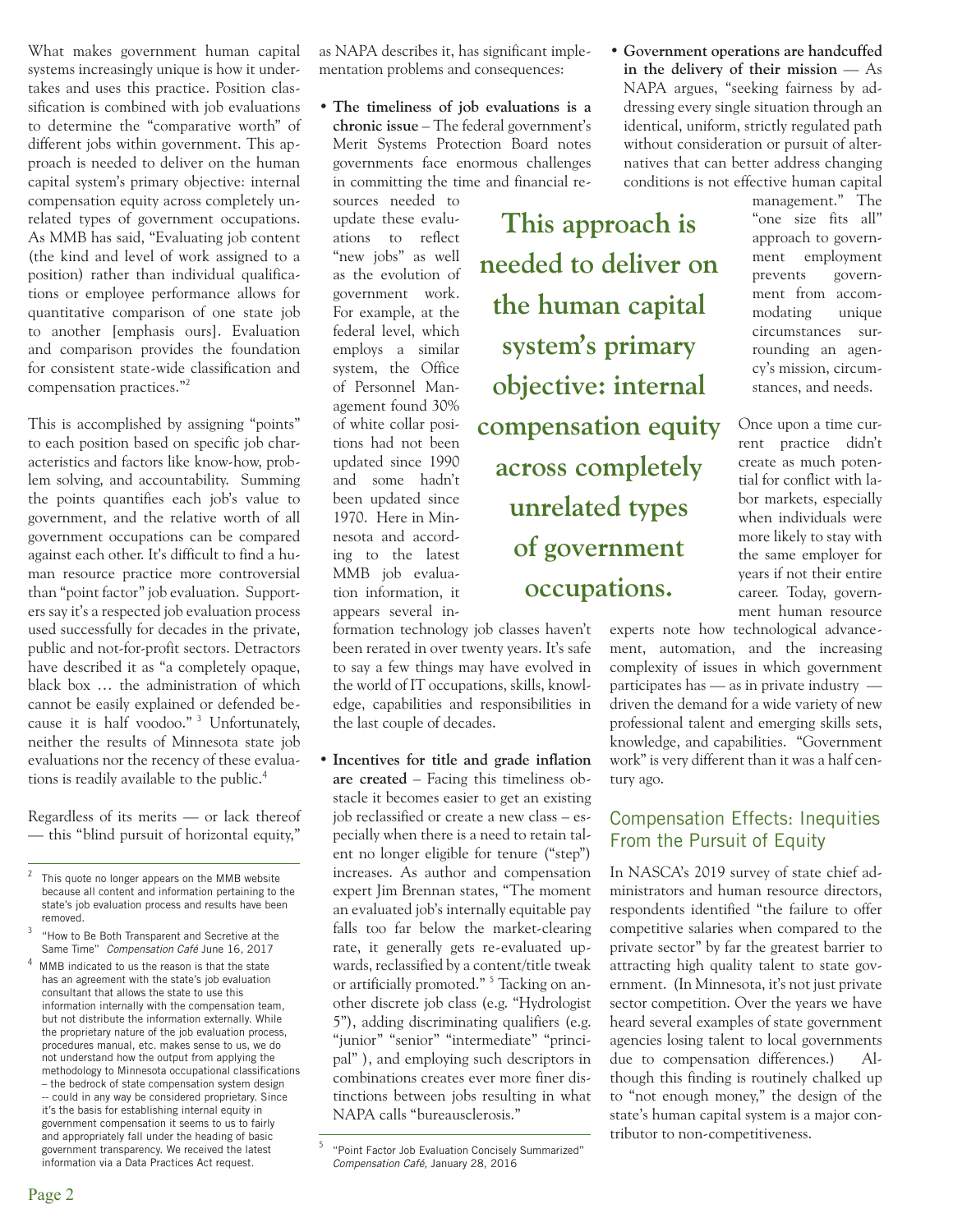What makes government human capital systems increasingly unique is how it undertakes and uses this practice. Position classification is combined with job evaluations to determine the "comparative worth" of different jobs within government. This approach is needed to deliver on the human capital system's primary objective: internal compensation equity across completely unrelated types of government occupations. As MMB has said, "Evaluating job content (the kind and level of work assigned to a position) rather than individual qualifications or employee performance allows for quantitative comparison of one state job to another [emphasis ours]. Evaluation and comparison provides the foundation for consistent state-wide classification and compensation practices."[2]

This is accomplished by assigning "points" to each position based on specific job characteristics and factors like know-how, problem solving, and accountability. Summing the points quantifies each job's value to government, and the relative worth of all government occupations can be compared against each other. It's difficult to find a human resource practice more controversial than "point factor" job evaluation. Supporters say it's a respected job evaluation process used successfully for decades in the private, public and not-for-profit sectors. Detractors have described it as "a completely opaque, black box … the administration of which cannot be easily explained or defended because it is half voodoo." [3] Unfortunately, neither the results of Minnesota state job evaluations nor the recency of these evaluations is readily available to the public.[4]

Regardless of its merits — or lack thereof — this "blind pursuit of horizontal equity," as NAPA describes it, has significant implementation problems and consequences:

- **The timeliness of job evaluations is a chronic issue** – The federal government's Merit Systems Protection Board notes governments face enormous challenges in committing the time and financial resources needed to update these evaluations to reflect "new jobs" as well as the evolution of government work. For example, at the federal level, which employs a similar system, the Office of Personnel Management found 30% of white collar positions had not been updated since 1990 and some hadn't been updated since 1970. Here in Minnesota and according to the latest MMB job evaluation information, it appears several information technology job classes haven't been rerated in over twenty years. It's safe to say a few things may have evolved in the world of IT occupations, skills, knowledge, capabilities and responsibilities in the last couple of decades.

- **Incentives for title and grade inflation are created** – Facing this timeliness obstacle it becomes easier to get an existing job reclassified or create a new class – especially when there is a need to retain talent no longer eligible for tenure ("step") increases. As author and compensation expert Jim Brennan states, "The moment an evaluated job's internally equitable pay falls too far below the market-clearing rate, it generally gets re-evaluated upwards, reclassified by a content/title tweak or artificially promoted." [5] Tacking on another discrete job class (e.g. "Hydrologist 5"), adding discriminating qualifiers (e.g. "junior" "senior" "intermediate" "principal" ), and employing such descriptors in combinations creates ever more finer distinctions between jobs resulting in what NAPA calls "bureausclerosis."

- **Government operations are handcuffed in the delivery of their mission** — As NAPA argues, "seeking fairness by addressing every single situation through an identical, uniform, strictly regulated path without consideration or pursuit of alternatives that can better address changing conditions is not effective human capital management." The "one size fits all" approach to government employment prevents government from accommodating unique circumstances surrounding an agency's mission, circumstances, and needs.

**This approach is needed to deliver on the human capital system's primary objective: internal compensation equity across completely unrelated types of government occupations.**

Once upon a time current practice didn't create as much potential for conflict with labor markets, especially when individuals were more likely to stay with the same employer for years if not their entire career. Today, government human resource experts note how technological advancement, automation, and the increasing complexity of issues in which government participates has — as in private industry — driven the demand for a wide variety of new professional talent and emerging skills sets, knowledge, and capabilities. "Government work" is very different than it was a half century ago.

## Compensation Effects: Inequities From the Pursuit of Equity

In NASCA's 2019 survey of state chief administrators and human resource directors, respondents identified "the failure to offer competitive salaries when compared to the private sector" by far the greatest barrier to attracting high quality talent to state government. (In Minnesota, it's not just private sector competition. Over the years we have heard several examples of state government agencies losing talent to local governments due to compensation differences.) Although this finding is routinely chalked up to "not enough money," the design of the state's human capital system is a major contributor to non-competitiveness.

---

[2] This quote no longer appears on the MMB website because all content and information pertaining to the state's job evaluation process and results have been removed.

[3] "How to Be Both Transparent and Secretive at the Same Time" *Compensation Café* June 16, 2017

[4] MMB indicated to us the reason is that the state has an agreement with the state's job evaluation consultant that allows the state to use this information internally with the compensation team, but not distribute the information externally. While the proprietary nature of the job evaluation process, procedures manual, etc. makes sense to us, we do not understand how the output from applying the methodology to Minnesota occupational classifications – the bedrock of state compensation system design -- could in any way be considered proprietary. Since it's the basis for establishing internal equity in government compensation it seems to us to fairly and appropriately fall under the heading of basic government transparency. We received the latest information via a Data Practices Act request.

[5] "Point Factor Job Evaluation Concisely Summarized" *Compensation Café*, January 28, 2016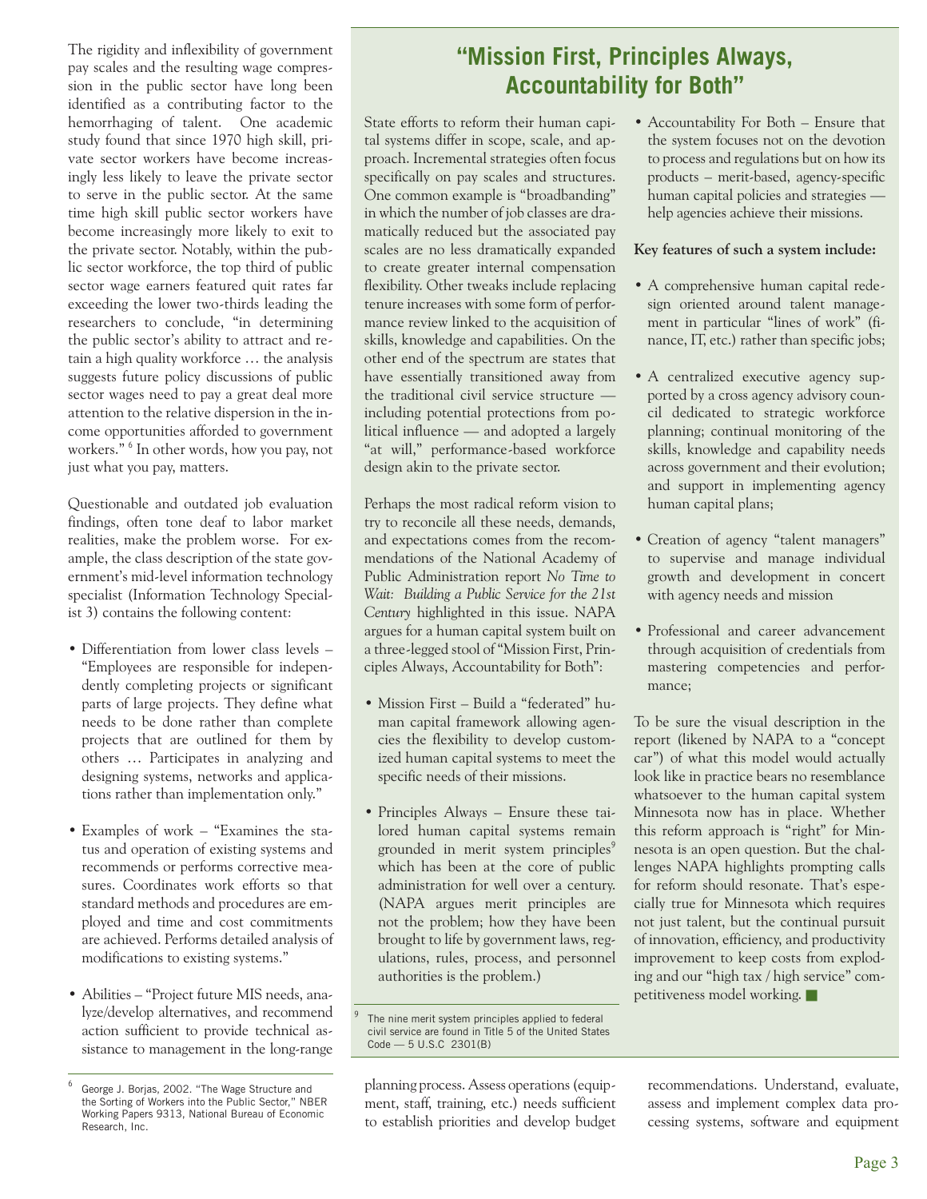The rigidity and inflexibility of government pay scales and the resulting wage compression in the public sector have long been identified as a contributing factor to the hemorrhaging of talent. One academic study found that since 1970 high skill, private sector workers have become increasingly less likely to leave the private sector to serve in the public sector. At the same time high skill public sector workers have become increasingly more likely to exit to the private sector. Notably, within the public sector workforce, the top third of public sector wage earners featured quit rates far exceeding the lower two-thirds leading the researchers to conclude, "in determining the public sector's ability to attract and retain a high quality workforce … the analysis suggests future policy discussions of public sector wages need to pay a great deal more attention to the relative dispersion in the income opportunities afforded to government workers."[6] In other words, how you pay, not just what you pay, matters.

Questionable and outdated job evaluation findings, often tone deaf to labor market realities, make the problem worse. For example, the class description of the state government's mid-level information technology specialist (Information Technology Specialist 3) contains the following content:

- Differentiation from lower class levels – "Employees are responsible for independently completing projects or significant parts of large projects. They define what needs to be done rather than complete projects that are outlined for them by others … Participates in analyzing and designing systems, networks and applications rather than implementation only."
- Examples of work – "Examines the status and operation of existing systems and recommends or performs corrective measures. Coordinates work efforts so that standard methods and procedures are employed and time and cost commitments are achieved. Performs detailed analysis of modifications to existing systems."
- Abilities – "Project future MIS needs, analyze/develop alternatives, and recommend action sufficient to provide technical assistance to management in the long-range planning process. Assess operations (equipment, staff, training, etc.) needs sufficient to establish priorities and develop budget recommendations. Understand, evaluate, assess and implement complex data processing systems, software and equipment

[6] George J. Borjas, 2002. "The Wage Structure and the Sorting of Workers into the Public Sector," NBER Working Papers 9313, National Bureau of Economic Research, Inc.

## "Mission First, Principles Always, Accountability for Both"

State efforts to reform their human capital systems differ in scope, scale, and approach. Incremental strategies often focus specifically on pay scales and structures. One common example is "broadbanding" in which the number of job classes are dramatically reduced but the associated pay scales are no less dramatically expanded to create greater internal compensation flexibility. Other tweaks include replacing tenure increases with some form of performance review linked to the acquisition of skills, knowledge and capabilities. On the other end of the spectrum are states that have essentially transitioned away from the traditional civil service structure — including potential protections from political influence — and adopted a largely "at will," performance-based workforce design akin to the private sector.

Perhaps the most radical reform vision to try to reconcile all these needs, demands, and expectations comes from the recommendations of the National Academy of Public Administration report *No Time to Wait: Building a Public Service for the 21st Century* highlighted in this issue. NAPA argues for a human capital system built on a three-legged stool of "Mission First, Principles Always, Accountability for Both":

- Mission First – Build a "federated" human capital framework allowing agencies the flexibility to develop customized human capital systems to meet the specific needs of their missions.
- Principles Always – Ensure these tailored human capital systems remain grounded in merit system principles[9] which has been at the core of public administration for well over a century. (NAPA argues merit principles are not the problem; how they have been brought to life by government laws, regulations, rules, process, and personnel authorities is the problem.)
- Accountability For Both – Ensure that the system focuses not on the devotion to process and regulations but on how its products – merit-based, agency-specific human capital policies and strategies — help agencies achieve their missions.

**Key features of such a system include:**

- A comprehensive human capital redesign oriented around talent management in particular "lines of work" (finance, IT, etc.) rather than specific jobs;
- A centralized executive agency supported by a cross agency advisory council dedicated to strategic workforce planning; continual monitoring of the skills, knowledge and capability needs across government and their evolution; and support in implementing agency human capital plans;
- Creation of agency "talent managers" to supervise and manage individual growth and development in concert with agency needs and mission
- Professional and career advancement through acquisition of credentials from mastering competencies and performance;

To be sure the visual description in the report (likened by NAPA to a "concept car") of what this model would actually look like in practice bears no resemblance whatsoever to the human capital system Minnesota now has in place. Whether this reform approach is "right" for Minnesota is an open question. But the challenges NAPA highlights prompting calls for reform should resonate. That's especially true for Minnesota which requires not just talent, but the continual pursuit of innovation, efficiency, and productivity improvement to keep costs from exploding and our "high tax / high service" competitiveness model working. ■

[9] The nine merit system principles applied to federal civil service are found in Title 5 of the United States Code — 5 U.S.C 2301(B)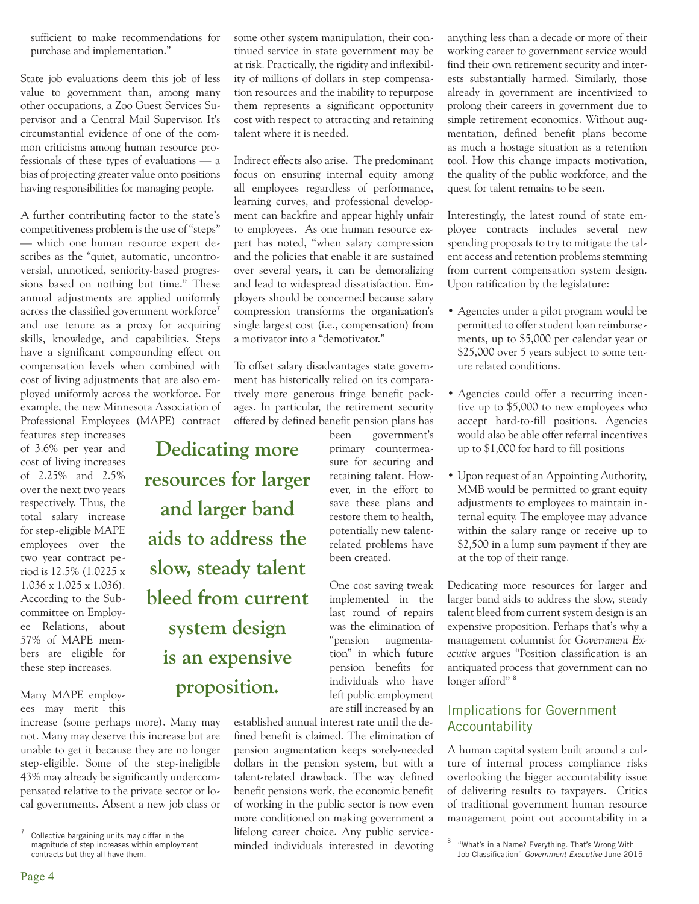sufficient to make recommendations for purchase and implementation."

State job evaluations deem this job of less value to government than, among many other occupations, a Zoo Guest Services Supervisor and a Central Mail Supervisor. It's circumstantial evidence of one of the common criticisms among human resource professionals of these types of evaluations — a bias of projecting greater value onto positions having responsibilities for managing people.

A further contributing factor to the state's competitiveness problem is the use of "steps" — which one human resource expert describes as the "quiet, automatic, uncontroversial, unnoticed, seniority-based progressions based on nothing but time." These annual adjustments are applied uniformly across the classified government workforce[7] and use tenure as a proxy for acquiring skills, knowledge, and capabilities. Steps have a significant compounding effect on compensation levels when combined with cost of living adjustments that are also employed uniformly across the workforce. For example, the new Minnesota Association of Professional Employees (MAPE) contract features step increases of 3.6% per year and cost of living increases of 2.25% and 2.5% over the next two years respectively. Thus, the total salary increase for step-eligible MAPE employees over the two year contract period is 12.5% (1.0225 x 1.036 x 1.025 x 1.036). According to the Subcommittee on Employee Relations, about 57% of MAPE members are eligible for these step increases.

Many MAPE employees may merit this increase (some perhaps more). Many may not. Many may deserve this increase but are unable to get it because they are no longer step-eligible. Some of the step-ineligible 43% may already be significantly undercompensated relative to the private sector or local governments. Absent a new job class or some other system manipulation, their continued service in state government may be at risk. Practically, the rigidity and inflexibility of millions of dollars in step compensation resources and the inability to repurpose them represents a significant opportunity cost with respect to attracting and retaining talent where it is needed.

Indirect effects also arise. The predominant focus on ensuring internal equity among all employees regardless of performance, learning curves, and professional development can backfire and appear highly unfair to employees. As one human resource expert has noted, "when salary compression and the policies that enable it are sustained over several years, it can be demoralizing and lead to widespread dissatisfaction. Employers should be concerned because salary compression transforms the organization's single largest cost (i.e., compensation) from a motivator into a "demotivator."

To offset salary disadvantages state government has historically relied on its comparatively more generous fringe benefit packages. In particular, the retirement security offered by defined benefit pension plans has been government's primary countermeasure for securing and retaining talent. However, in the effort to save these plans and restore them to health, potentially new talent-related problems have been created.

**Dedicating more resources for larger and larger band aids to address the slow, steady talent bleed from current system design is an expensive proposition.**

One cost saving tweak implemented in the last round of repairs was the elimination of "pension augmentation" in which future pension benefits for individuals who have left public employment are still increased by an established annual interest rate until the defined benefit is claimed. The elimination of pension augmentation keeps sorely-needed dollars in the pension system, but with a talent-related drawback. The way defined benefit pensions work, the economic benefit of working in the public sector is now even more conditioned on making government a lifelong career choice. Any public service-minded individuals interested in devoting anything less than a decade or more of their working career to government service would find their own retirement security and interests substantially harmed. Similarly, those already in government are incentivized to prolong their careers in government due to simple retirement economics. Without augmentation, defined benefit plans become as much a hostage situation as a retention tool. How this change impacts motivation, the quality of the public workforce, and the quest for talent remains to be seen.

Interestingly, the latest round of state employee contracts includes several new spending proposals to try to mitigate the talent access and retention problems stemming from current compensation system design. Upon ratification by the legislature:

- Agencies under a pilot program would be permitted to offer student loan reimbursements, up to $5,000 per calendar year or $25,000 over 5 years subject to some tenure related conditions.
- Agencies could offer a recurring incentive up to $5,000 to new employees who accept hard-to-fill positions. Agencies would also be able offer referral incentives up to $1,000 for hard to fill positions
- Upon request of an Appointing Authority, MMB would be permitted to grant equity adjustments to employees to maintain internal equity. The employee may advance within the salary range or receive up to $2,500 in a lump sum payment if they are at the top of their range.

Dedicating more resources for larger and larger band aids to address the slow, steady talent bleed from current system design is an expensive proposition. Perhaps that's why a management columnist for *Government Executive* argues "Position classification is an antiquated process that government can no longer afford" [8]

## Implications for Government Accountability

A human capital system built around a culture of internal process compliance risks overlooking the bigger accountability issue of delivering results to taxpayers. Critics of traditional government human resource management point out accountability in a

---

[7] Collective bargaining units may differ in the magnitude of step increases within employment contracts but they all have them.

[8] "What's in a Name? Everything. That's Wrong With Job Classification" *Government Executive* June 2015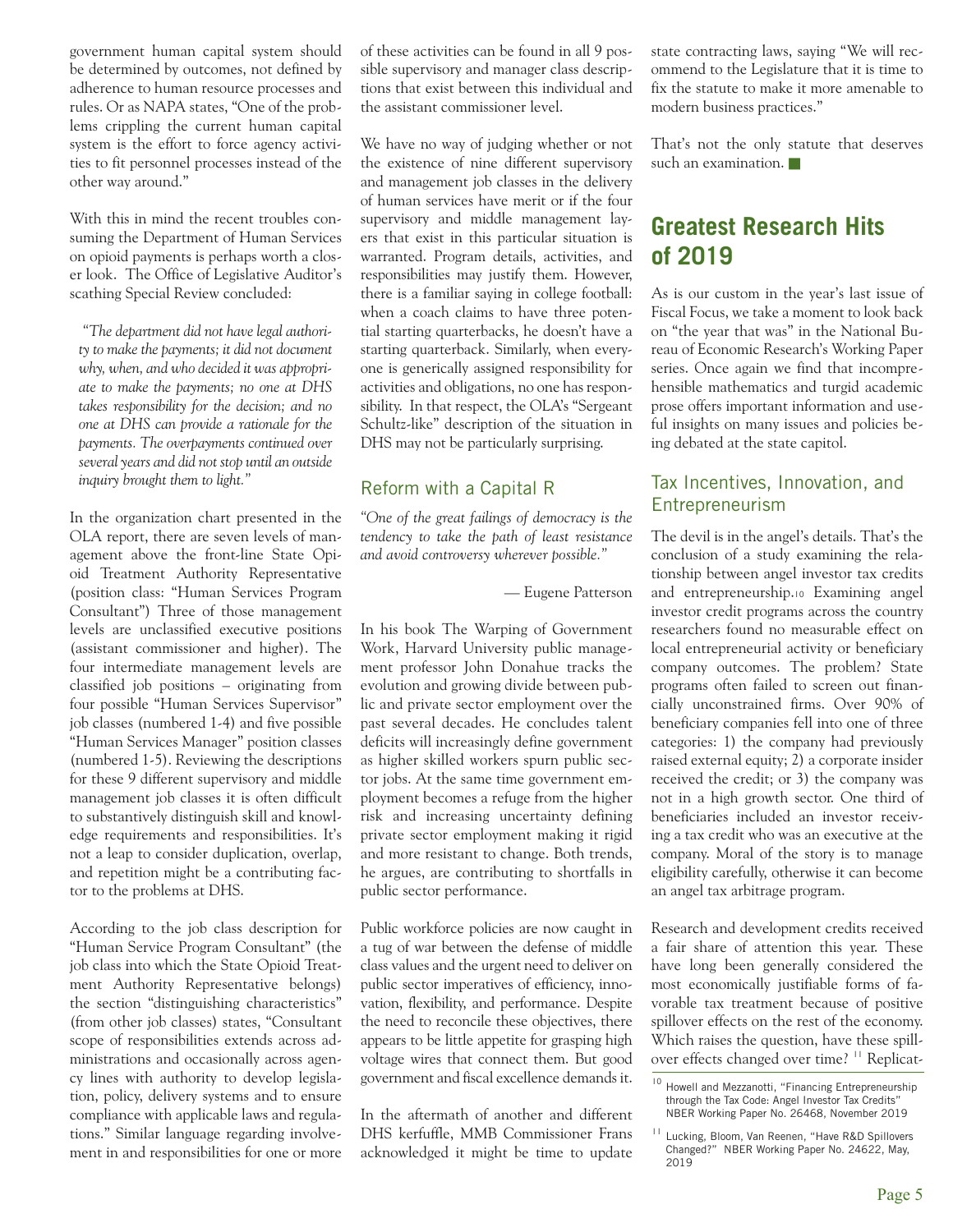government human capital system should be determined by outcomes, not defined by adherence to human resource processes and rules. Or as NAPA states, "One of the problems crippling the current human capital system is the effort to force agency activities to fit personnel processes instead of the other way around."

With this in mind the recent troubles consuming the Department of Human Services on opioid payments is perhaps worth a closer look. The Office of Legislative Auditor's scathing Special Review concluded:

> *"The department did not have legal authority to make the payments; it did not document why, when, and who decided it was appropriate to make the payments; no one at DHS takes responsibility for the decision; and no one at DHS can provide a rationale for the payments. The overpayments continued over several years and did not stop until an outside inquiry brought them to light."*

In the organization chart presented in the OLA report, there are seven levels of management above the front-line State Opioid Treatment Authority Representative (position class: "Human Services Program Consultant") Three of those management levels are unclassified executive positions (assistant commissioner and higher). The four intermediate management levels are classified job positions – originating from four possible "Human Services Supervisor" job classes (numbered 1-4) and five possible "Human Services Manager" position classes (numbered 1-5). Reviewing the descriptions for these 9 different supervisory and middle management job classes it is often difficult to substantively distinguish skill and knowledge requirements and responsibilities. It's not a leap to consider duplication, overlap, and repetition might be a contributing factor to the problems at DHS.

According to the job class description for "Human Service Program Consultant" (the job class into which the State Opioid Treatment Authority Representative belongs) the section "distinguishing characteristics" (from other job classes) states, "Consultant scope of responsibilities extends across administrations and occasionally across agency lines with authority to develop legislation, policy, delivery systems and to ensure compliance with applicable laws and regulations." Similar language regarding involvement in and responsibilities for one or more of these activities can be found in all 9 possible supervisory and manager class descriptions that exist between this individual and the assistant commissioner level.

We have no way of judging whether or not the existence of nine different supervisory and management job classes in the delivery of human services have merit or if the four supervisory and middle management layers that exist in this particular situation is warranted. Program details, activities, and responsibilities may justify them. However, there is a familiar saying in college football: when a coach claims to have three potential starting quarterbacks, he doesn't have a starting quarterback. Similarly, when everyone is generically assigned responsibility for activities and obligations, no one has responsibility. In that respect, the OLA's "Sergeant Schultz-like" description of the situation in DHS may not be particularly surprising.

## Reform with a Capital R

*"One of the great failings of democracy is the tendency to take the path of least resistance and avoid controversy wherever possible."*

— Eugene Patterson

In his book The Warping of Government Work, Harvard University public management professor John Donahue tracks the evolution and growing divide between public and private sector employment over the past several decades. He concludes talent deficits will increasingly define government as higher skilled workers spurn public sector jobs. At the same time government employment becomes a refuge from the higher risk and increasing uncertainty defining private sector employment making it rigid and more resistant to change. Both trends, he argues, are contributing to shortfalls in public sector performance.

Public workforce policies are now caught in a tug of war between the defense of middle class values and the urgent need to deliver on public sector imperatives of efficiency, innovation, flexibility, and performance. Despite the need to reconcile these objectives, there appears to be little appetite for grasping high voltage wires that connect them. But good government and fiscal excellence demands it.

In the aftermath of another and different DHS kerfuffle, MMB Commissioner Frans acknowledged it might be time to update state contracting laws, saying "We will recommend to the Legislature that it is time to fix the statute to make it more amenable to modern business practices."

That's not the only statute that deserves such an examination.

# Greatest Research Hits of 2019

As is our custom in the year's last issue of Fiscal Focus, we take a moment to look back on "the year that was" in the National Bureau of Economic Research's Working Paper series. Once again we find that incomprehensible mathematics and turgid academic prose offers important information and useful insights on many issues and policies being debated at the state capitol.

## Tax Incentives, Innovation, and Entrepreneurism

The devil is in the angel's details. That's the conclusion of a study examining the relationship between angel investor tax credits and entrepreneurship.[10] Examining angel investor credit programs across the country researchers found no measurable effect on local entrepreneurial activity or beneficiary company outcomes. The problem? State programs often failed to screen out financially unconstrained firms. Over 90% of beneficiary companies fell into one of three categories: 1) the company had previously raised external equity; 2) a corporate insider received the credit; or 3) the company was not in a high growth sector. One third of beneficiaries included an investor receiving a tax credit who was an executive at the company. Moral of the story is to manage eligibility carefully, otherwise it can become an angel tax arbitrage program.

Research and development credits received a fair share of attention this year. These have long been generally considered the most economically justifiable forms of favorable tax treatment because of positive spillover effects on the rest of the economy. Which raises the question, have these spillover effects changed over time?[11] Replicat-

[10] Howell and Mezzanotti, "Financing Entrepreneurship through the Tax Code: Angel Investor Tax Credits" NBER Working Paper No. 26468, November 2019

[11] Lucking, Bloom, Van Reenen, "Have R&D Spillovers Changed?" NBER Working Paper No. 24622, May, 2019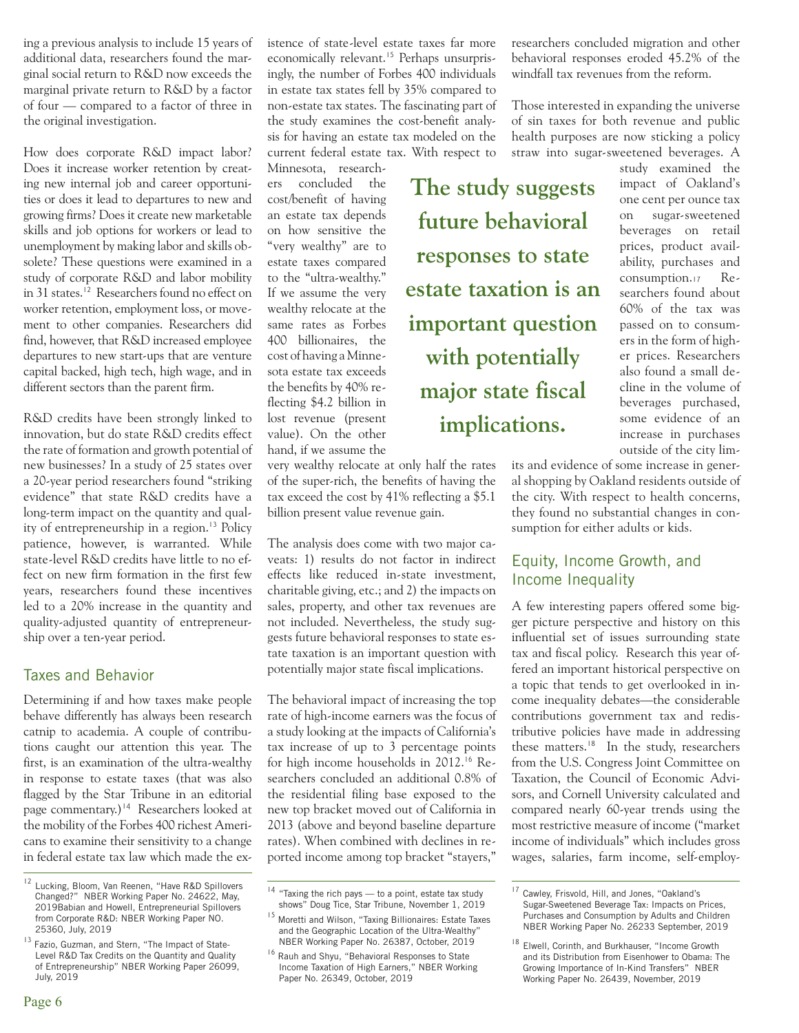ing a previous analysis to include 15 years of additional data, researchers found the marginal social return to R&D now exceeds the marginal private return to R&D by a factor of four — compared to a factor of three in the original investigation.

How does corporate R&D impact labor? Does it increase worker retention by creating new internal job and career opportunities or does it lead to departures to new and growing firms? Does it create new marketable skills and job options for workers or lead to unemployment by making labor and skills obsolete? These questions were examined in a study of corporate R&D and labor mobility in 31 states.[12] Researchers found no effect on worker retention, employment loss, or movement to other companies. Researchers did find, however, that R&D increased employee departures to new start-ups that are venture capital backed, high tech, high wage, and in different sectors than the parent firm.

R&D credits have been strongly linked to innovation, but do state R&D credits effect the rate of formation and growth potential of new businesses? In a study of 25 states over a 20-year period researchers found "striking evidence" that state R&D credits have a long-term impact on the quantity and quality of entrepreneurship in a region.[13] Policy patience, however, is warranted. While state-level R&D credits have little to no effect on new firm formation in the first few years, researchers found these incentives led to a 20% increase in the quantity and quality-adjusted quantity of entrepreneurship over a ten-year period.

## Taxes and Behavior

Determining if and how taxes make people behave differently has always been research catnip to academia. A couple of contributions caught our attention this year. The first, is an examination of the ultra-wealthy in response to estate taxes (that was also flagged by the Star Tribune in an editorial page commentary.)[14] Researchers looked at the mobility of the Forbes 400 richest Americans to examine their sensitivity to a change in federal estate tax law which made the existence of state-level estate taxes far more economically relevant.[15] Perhaps unsurprisingly, the number of Forbes 400 individuals in estate tax states fell by 35% compared to non-estate tax states. The fascinating part of the study examines the cost-benefit analysis for having an estate tax modeled on the current federal estate tax. With respect to Minnesota, researchers concluded the cost/benefit of having an estate tax depends on how sensitive the "very wealthy" are to estate taxes compared to the "ultra-wealthy." If we assume the very wealthy relocate at the same rates as Forbes 400 billionaires, the cost of having a Minnesota estate tax exceeds the benefits by 40% reflecting $4.2 billion in lost revenue (present value). On the other hand, if we assume the very wealthy relocate at only half the rates of the super-rich, the benefits of having the tax exceed the cost by 41% reflecting a $5.1 billion present value revenue gain.

**The study suggests future behavioral responses to state estate taxation is an important question with potentially major state fiscal implications.**

The analysis does come with two major caveats: 1) results do not factor in indirect effects like reduced in-state investment, charitable giving, etc.; and 2) the impacts on sales, property, and other tax revenues are not included. Nevertheless, the study suggests future behavioral responses to state estate taxation is an important question with potentially major state fiscal implications.

The behavioral impact of increasing the top rate of high-income earners was the focus of a study looking at the impacts of California's tax increase of up to 3 percentage points for high income households in 2012.[16] Researchers concluded an additional 0.8% of the residential filing base exposed to the new top bracket moved out of California in 2013 (above and beyond baseline departure rates). When combined with declines in reported income among top bracket "stayers," researchers concluded migration and other behavioral responses eroded 45.2% of the windfall tax revenues from the reform.

Those interested in expanding the universe of sin taxes for both revenue and public health purposes are now sticking a policy straw into sugar-sweetened beverages. A study examined the impact of Oakland's one cent per ounce tax on sugar-sweetened beverages on retail prices, product availability, purchases and consumption.[17] Researchers found about 60% of the tax was passed on to consumers in the form of higher prices. Researchers also found a small decline in the volume of beverages purchased, some evidence of an increase in purchases outside of the city limits and evidence of some increase in general shopping by Oakland residents outside of the city. With respect to health concerns, they found no substantial changes in consumption for either adults or kids.

## Equity, Income Growth, and Income Inequality

A few interesting papers offered some bigger picture perspective and history on this influential set of issues surrounding state tax and fiscal policy. Research this year offered an important historical perspective on a topic that tends to get overlooked in income inequality debates—the considerable contributions government tax and redistributive policies have made in addressing these matters.[18] In the study, researchers from the U.S. Congress Joint Committee on Taxation, the Council of Economic Advisors, and Cornell University calculated and compared nearly 60-year trends using the most restrictive measure of income ("market income of individuals" which includes gross wages, salaries, farm income, self-employ-

---

[12] Lucking, Bloom, Van Reenen, "Have R&D Spillovers Changed?" NBER Working Paper No. 24622, May, 2019Babian and Howell, Entrepreneurial Spillovers from Corporate R&D: NBER Working Paper NO. 25360, July, 2019

[13] Fazio, Guzman, and Stern, "The Impact of State-Level R&D Tax Credits on the Quantity and Quality of Entrepreneurship" NBER Working Paper 26099, July, 2019

[14] "Taxing the rich pays — to a point, estate tax study shows" Doug Tice, Star Tribune, November 1, 2019

[15] Moretti and Wilson, "Taxing Billionaires: Estate Taxes and the Geographic Location of the Ultra-Wealthy" NBER Working Paper No. 26387, October, 2019

[16] Rauh and Shyu, "Behavioral Responses to State Income Taxation of High Earners," NBER Working Paper No. 26349, October, 2019

[17] Cawley, Frisvold, Hill, and Jones, "Oakland's Sugar-Sweetened Beverage Tax: Impacts on Prices, Purchases and Consumption by Adults and Children NBER Working Paper No. 26233 September, 2019

[18] Elwell, Corinth, and Burkhauser, "Income Growth and its Distribution from Eisenhower to Obama: The Growing Importance of In-Kind Transfers" NBER Working Paper No. 26439, November, 2019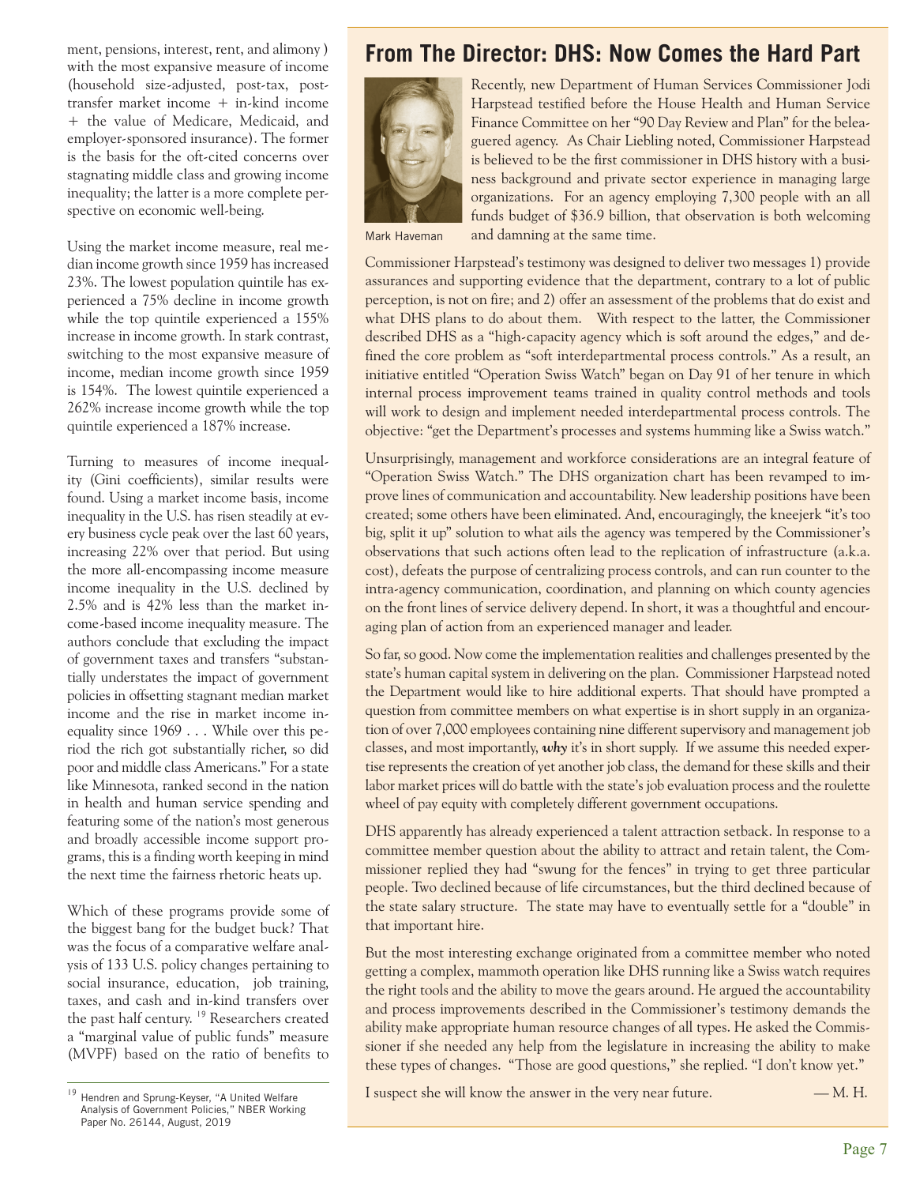ment, pensions, interest, rent, and alimony ) with the most expansive measure of income (household size-adjusted, post-tax, post-transfer market income + in-kind income + the value of Medicare, Medicaid, and employer-sponsored insurance). The former is the basis for the oft-cited concerns over stagnating middle class and growing income inequality; the latter is a more complete perspective on economic well-being.

Using the market income measure, real median income growth since 1959 has increased 23%. The lowest population quintile has experienced a 75% decline in income growth while the top quintile experienced a 155% increase in income growth. In stark contrast, switching to the most expansive measure of income, median income growth since 1959 is 154%. The lowest quintile experienced a 262% increase income growth while the top quintile experienced a 187% increase.

Turning to measures of income inequality (Gini coefficients), similar results were found. Using a market income basis, income inequality in the U.S. has risen steadily at every business cycle peak over the last 60 years, increasing 22% over that period. But using the more all-encompassing income measure income inequality in the U.S. declined by 2.5% and is 42% less than the market income-based income inequality measure. The authors conclude that excluding the impact of government taxes and transfers "substantially understates the impact of government policies in offsetting stagnant median market income and the rise in market income inequality since 1969 . . . While over this period the rich got substantially richer, so did poor and middle class Americans." For a state like Minnesota, ranked second in the nation in health and human service spending and featuring some of the nation's most generous and broadly accessible income support programs, this is a finding worth keeping in mind the next time the fairness rhetoric heats up.

Which of these programs provide some of the biggest bang for the budget buck? That was the focus of a comparative welfare analysis of 133 U.S. policy changes pertaining to social insurance, education, job training, taxes, and cash and in-kind transfers over the past half century. [19] Researchers created a "marginal value of public funds" measure (MVPF) based on the ratio of benefits to

[19] Hendren and Sprung-Keyser, "A United Welfare Analysis of Government Policies," NBER Working Paper No. 26144, August, 2019

## From The Director: DHS: Now Comes the Hard Part

Mark Haveman

Recently, new Department of Human Services Commissioner Jodi Harpstead testified before the House Health and Human Service Finance Committee on her "90 Day Review and Plan" for the beleaguered agency. As Chair Liebling noted, Commissioner Harpstead is believed to be the first commissioner in DHS history with a business background and private sector experience in managing large organizations. For an agency employing 7,300 people with an all funds budget of $36.9 billion, that observation is both welcoming and damning at the same time.

Commissioner Harpstead's testimony was designed to deliver two messages 1) provide assurances and supporting evidence that the department, contrary to a lot of public perception, is not on fire; and 2) offer an assessment of the problems that do exist and what DHS plans to do about them. With respect to the latter, the Commissioner described DHS as a "high-capacity agency which is soft around the edges," and defined the core problem as "soft interdepartmental process controls." As a result, an initiative entitled "Operation Swiss Watch" began on Day 91 of her tenure in which internal process improvement teams trained in quality control methods and tools will work to design and implement needed interdepartmental process controls. The objective: "get the Department's processes and systems humming like a Swiss watch."

Unsurprisingly, management and workforce considerations are an integral feature of "Operation Swiss Watch." The DHS organization chart has been revamped to improve lines of communication and accountability. New leadership positions have been created; some others have been eliminated. And, encouragingly, the kneejerk "it's too big, split it up" solution to what ails the agency was tempered by the Commissioner's observations that such actions often lead to the replication of infrastructure (a.k.a. cost), defeats the purpose of centralizing process controls, and can run counter to the intra-agency communication, coordination, and planning on which county agencies on the front lines of service delivery depend. In short, it was a thoughtful and encouraging plan of action from an experienced manager and leader.

So far, so good. Now come the implementation realities and challenges presented by the state's human capital system in delivering on the plan. Commissioner Harpstead noted the Department would like to hire additional experts. That should have prompted a question from committee members on what expertise is in short supply in an organization of over 7,000 employees containing nine different supervisory and management job classes, and most importantly, ***why*** it's in short supply. If we assume this needed expertise represents the creation of yet another job class, the demand for these skills and their labor market prices will do battle with the state's job evaluation process and the roulette wheel of pay equity with completely different government occupations.

DHS apparently has already experienced a talent attraction setback. In response to a committee member question about the ability to attract and retain talent, the Commissioner replied they had "swung for the fences" in trying to get three particular people. Two declined because of life circumstances, but the third declined because of the state salary structure. The state may have to eventually settle for a "double" in that important hire.

But the most interesting exchange originated from a committee member who noted getting a complex, mammoth operation like DHS running like a Swiss watch requires the right tools and the ability to move the gears around. He argued the accountability and process improvements described in the Commissioner's testimony demands the ability make appropriate human resource changes of all types. He asked the Commissioner if she needed any help from the legislature in increasing the ability to make these types of changes. "Those are good questions," she replied. "I don't know yet."

I suspect she will know the answer in the very near future. — M. H.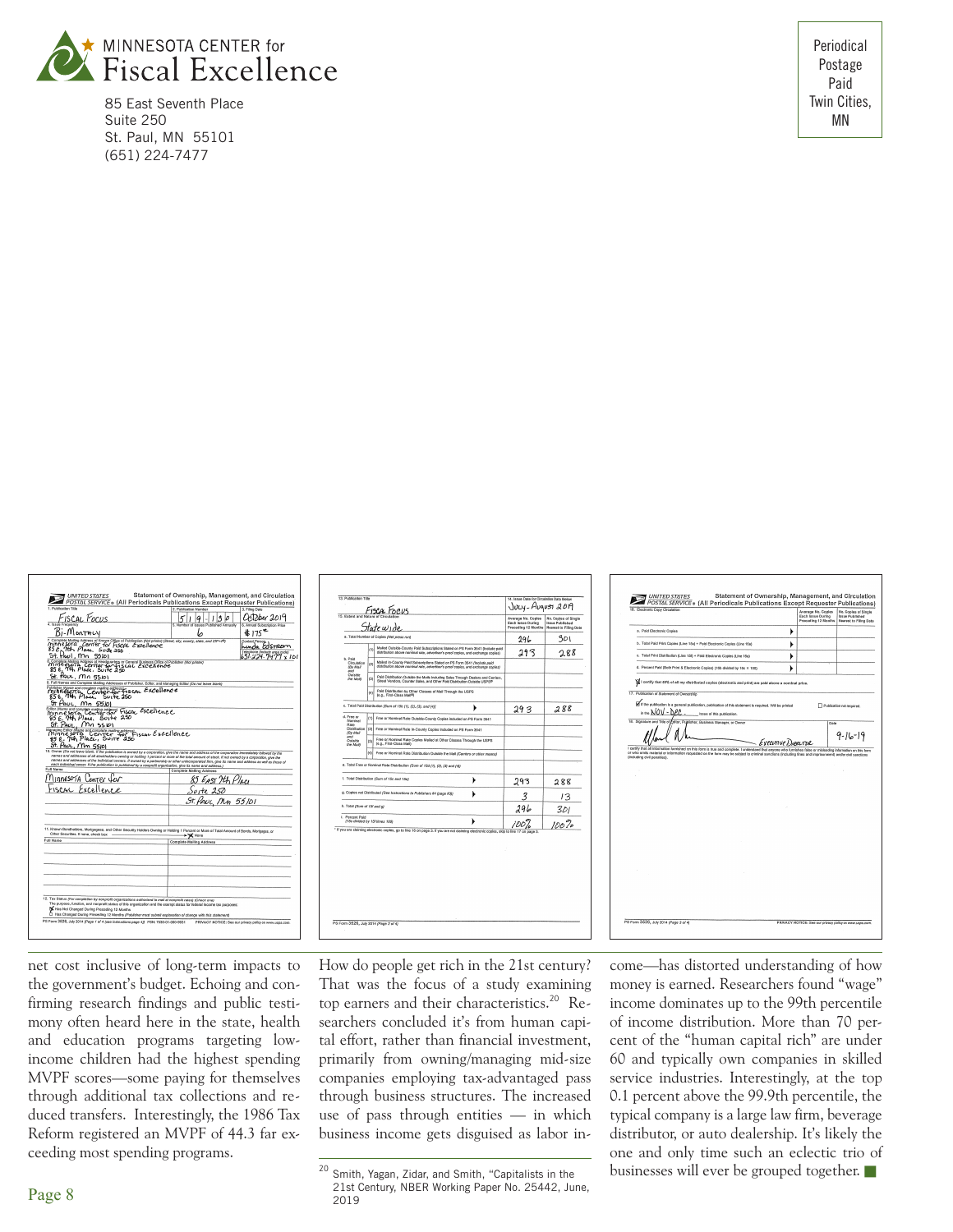MINNESOTA CENTER for
Fiscal Excellence

85 East Seventh Place
Suite 250
St. Paul, MN 55101
(651) 224-7477

Periodical
Postage
Paid
Twin Cities,
MN

UNITED STATES POSTAL SERVICE® Statement of Ownership, Management, and Circulation (All Periodicals Publications Except Requester Publications)

1. Publication Title: Fiscal Focus
2. Publication Number: 5 1 9 1 3 0
3. Filing Date: October 2019
4. Issue Frequency: Bi-Monthly
5. Number of Issues Published Annually: 6
6. Annual Subscription Price: $175
7. Complete Mailing Address of Known Office of Publication: Minnesota Center for Fiscal Excellence, 85 E. 7th Place, Suite 250, St. Paul, MN 55101
Contact Person: Linda Edstrom
Telephone: 651.224.7477 x 101
8. Complete Mailing Address of Headquarters or General Business Office of Publisher: Minnesota Center for Fiscal Excellence, 85 E. 7th Place, Suite 250, St. Paul, MN 55101
9. Full Names and Complete Mailing Addresses of Publisher, Editor, and Managing Editor:
Publisher: Minnesota Center for Fiscal Excellence, 85 E. 7th Place, Suite 250, St. Paul, MN 55101
Editor: Minnesota Center for Fiscal Excellence, 85 E. 7th Place, Suite 250, St. Paul, MN 55101
Managing Editor: Minnesota Center for Fiscal Excellence, 85 E. 7th Place, Suite 250, St. Paul, MN 55101
10. Owner:

| Full Name | Complete Mailing Address |
|---|---|
| Minnesota Center for Fiscal Excellence | 85 East 7th Place, Suite 250, St. Paul, MN 55101 |

11. Known Bondholders, Mortgagees, and Other Security Holders Owning or Holding 1 Percent or More of Total Amount of Bonds, Mortgages, or Other Securities: X None
12. Tax Status: X Has Not Changed During Preceding 12 Months

13. Publication Title: Fiscal Focus
14. Issue Date for Circulation Data Below: July-August 2019
15. Extent and Nature of Circulation: Statewide

| | Average No. Copies Each Issue During Preceding 12 Months | No. Copies of Single Issue Published Nearest to Filing Date |
|---|---|---|
| a. Total Number of Copies (Net press run) | 296 | 301 |
| b. (1) Mailed Outside-County Paid Subscriptions Stated on PS Form 3541 | 293 | 288 |
| b. (2) Mailed In-County Paid Subscriptions Stated on PS Form 3541 | | |
| b. (3) Paid Distribution Outside the Mails | | |
| b. (4) Paid Distribution by Other Classes of Mail Through the USPS | | |
| c. Total Paid Distribution | 293 | 288 |
| d. Free or Nominal Rate Distribution (1)–(4) | | |
| e. Total Free or Nominal Rate Distribution | | |
| f. Total Distribution (Sum of 15c and 15e) | 293 | 288 |
| g. Copies not Distributed | 3 | 13 |
| h. Total (Sum of 15f and g) | 296 | 301 |
| i. Percent Paid | 100% | 100% |

16. Electronic Copy Circulation: X I certify that 50% of all my distributed copies (electronic and print) are paid above a nominal price.
17. Publication of Statement of Ownership: X If the publication is a general publication, publication of this statement is required. Will be printed in the Nov-Dec issue of this publication.
18. Signature and Title of Editor, Publisher, Business Manager, or Owner: Executive Director. Date: 9-16-19

net cost inclusive of long-term impacts to the government's budget. Echoing and confirming research findings and public testimony often heard here in the state, health and education programs targeting low-income children had the highest spending MVPF scores—some paying for themselves through additional tax collections and reduced transfers. Interestingly, the 1986 Tax Reform registered an MVPF of 44.3 far exceeding most spending programs.

How do people get rich in the 21st century? That was the focus of a study examining top earners and their characteristics.[20] Researchers concluded it's from human capital effort, rather than financial investment, primarily from owning/managing mid-size companies employing tax-advantaged pass through business structures. The increased use of pass through entities — in which business income gets disguised as labor income—has distorted understanding of how money is earned. Researchers found "wage" income dominates up to the 99th percentile of income distribution. More than 70 percent of the "human capital rich" are under 60 and typically own companies in skilled service industries. Interestingly, at the top 0.1 percent above the 99.9th percentile, the typical company is a large law firm, beverage distributor, or auto dealership. It's likely the one and only time such an eclectic trio of businesses will ever be grouped together. ■

[20] Smith, Yagan, Zidar, and Smith, "Capitalists in the 21st Century, NBER Working Paper No. 25442, June, 2019